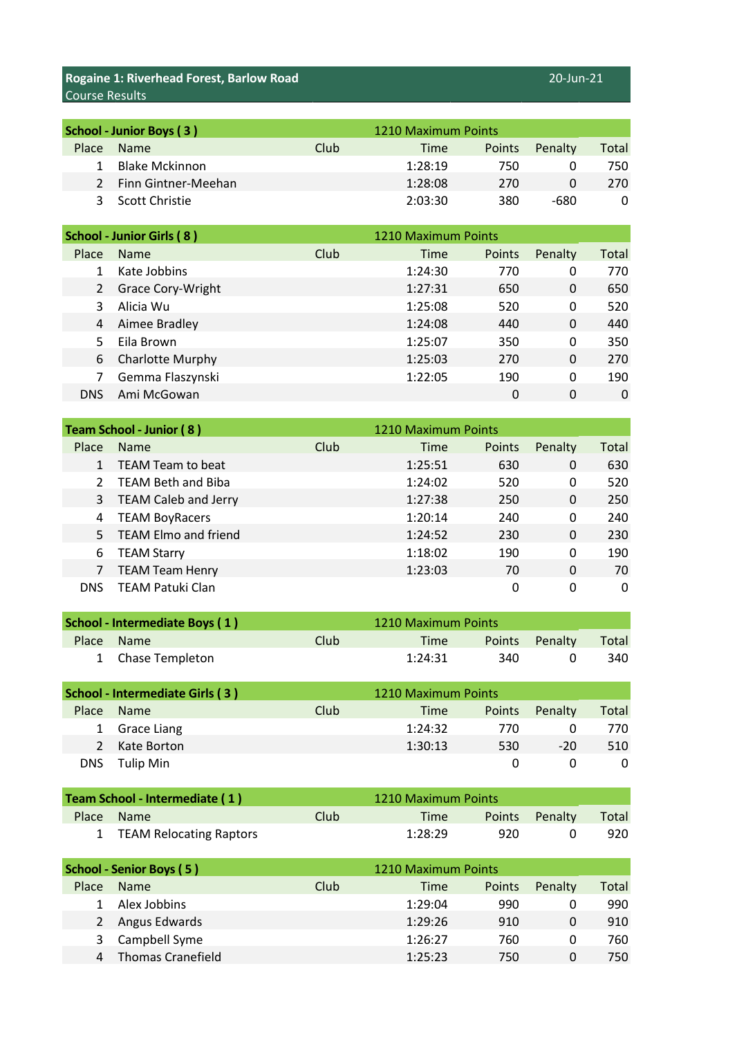# Rogaine 1: Riverhead Forest, Barlow Road

20-Jun-21

Course Results

## School - Junior Boys ( 3 )

1210 Maximum Points

| Place | Name | Club | Time | Points | Penalty | Total |
|---|---|---|---|---|---|---|
| 1 | Blake Mckinnon | | 1:28:19 | 750 | 0 | 750 |
| 2 | Finn Gintner-Meehan | | 1:28:08 | 270 | 0 | 270 |
| 3 | Scott Christie | | 2:03:30 | 380 | -680 | 0 |

## School - Junior Girls ( 8 )

1210 Maximum Points

| Place | Name | Club | Time | Points | Penalty | Total |
|---|---|---|---|---|---|---|
| 1 | Kate Jobbins | | 1:24:30 | 770 | 0 | 770 |
| 2 | Grace Cory-Wright | | 1:27:31 | 650 | 0 | 650 |
| 3 | Alicia Wu | | 1:25:08 | 520 | 0 | 520 |
| 4 | Aimee Bradley | | 1:24:08 | 440 | 0 | 440 |
| 5 | Eila Brown | | 1:25:07 | 350 | 0 | 350 |
| 6 | Charlotte Murphy | | 1:25:03 | 270 | 0 | 270 |
| 7 | Gemma Flaszynski | | 1:22:05 | 190 | 0 | 190 |
| DNS | Ami McGowan | | | 0 | 0 | 0 |

## Team School - Junior ( 8 )

1210 Maximum Points

| Place | Name | Club | Time | Points | Penalty | Total |
|---|---|---|---|---|---|---|
| 1 | TEAM Team to beat | | 1:25:51 | 630 | 0 | 630 |
| 2 | TEAM Beth and Biba | | 1:24:02 | 520 | 0 | 520 |
| 3 | TEAM Caleb and Jerry | | 1:27:38 | 250 | 0 | 250 |
| 4 | TEAM BoyRacers | | 1:20:14 | 240 | 0 | 240 |
| 5 | TEAM Elmo and friend | | 1:24:52 | 230 | 0 | 230 |
| 6 | TEAM Starry | | 1:18:02 | 190 | 0 | 190 |
| 7 | TEAM Team Henry | | 1:23:03 | 70 | 0 | 70 |
| DNS | TEAM Patuki Clan | | | 0 | 0 | 0 |

## School - Intermediate Boys ( 1 )

1210 Maximum Points

| Place | Name | Club | Time | Points | Penalty | Total |
|---|---|---|---|---|---|---|
| 1 | Chase Templeton | | 1:24:31 | 340 | 0 | 340 |

## School - Intermediate Girls ( 3 )

1210 Maximum Points

| Place | Name | Club | Time | Points | Penalty | Total |
|---|---|---|---|---|---|---|
| 1 | Grace Liang | | 1:24:32 | 770 | 0 | 770 |
| 2 | Kate Borton | | 1:30:13 | 530 | -20 | 510 |
| DNS | Tulip Min | | | 0 | 0 | 0 |

## Team School - Intermediate ( 1 )

1210 Maximum Points

| Place | Name | Club | Time | Points | Penalty | Total |
|---|---|---|---|---|---|---|
| 1 | TEAM Relocating Raptors | | 1:28:29 | 920 | 0 | 920 |

## School - Senior Boys ( 5 )

1210 Maximum Points

| Place | Name | Club | Time | Points | Penalty | Total |
|---|---|---|---|---|---|---|
| 1 | Alex Jobbins | | 1:29:04 | 990 | 0 | 990 |
| 2 | Angus Edwards | | 1:29:26 | 910 | 0 | 910 |
| 3 | Campbell Syme | | 1:26:27 | 760 | 0 | 760 |
| 4 | Thomas Cranefield | | 1:25:23 | 750 | 0 | 750 |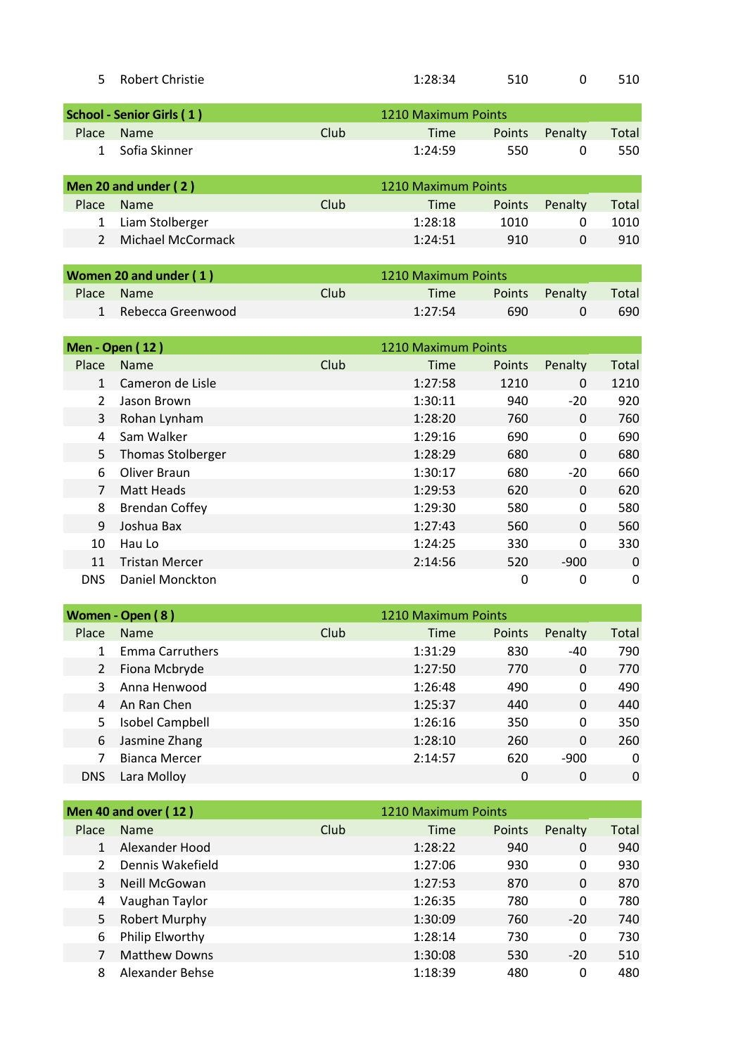| | | | | | | |
|---|---|---|---|---|---|---|
| 5 | Robert Christie | | 1:28:34 | 510 | 0 | 510 |

**School - Senior Girls ( 1 )** — 1210 Maximum Points

| Place | Name | Club | Time | Points | Penalty | Total |
|---|---|---|---|---|---|---|
| 1 | Sofia Skinner | | 1:24:59 | 550 | 0 | 550 |

**Men 20 and under ( 2 )** — 1210 Maximum Points

| Place | Name | Club | Time | Points | Penalty | Total |
|---|---|---|---|---|---|---|
| 1 | Liam Stolberger | | 1:28:18 | 1010 | 0 | 1010 |
| 2 | Michael McCormack | | 1:24:51 | 910 | 0 | 910 |

**Women 20 and under ( 1 )** — 1210 Maximum Points

| Place | Name | Club | Time | Points | Penalty | Total |
|---|---|---|---|---|---|---|
| 1 | Rebecca Greenwood | | 1:27:54 | 690 | 0 | 690 |

**Men - Open ( 12 )** — 1210 Maximum Points

| Place | Name | Club | Time | Points | Penalty | Total |
|---|---|---|---|---|---|---|
| 1 | Cameron de Lisle | | 1:27:58 | 1210 | 0 | 1210 |
| 2 | Jason Brown | | 1:30:11 | 940 | -20 | 920 |
| 3 | Rohan Lynham | | 1:28:20 | 760 | 0 | 760 |
| 4 | Sam Walker | | 1:29:16 | 690 | 0 | 690 |
| 5 | Thomas Stolberger | | 1:28:29 | 680 | 0 | 680 |
| 6 | Oliver Braun | | 1:30:17 | 680 | -20 | 660 |
| 7 | Matt Heads | | 1:29:53 | 620 | 0 | 620 |
| 8 | Brendan Coffey | | 1:29:30 | 580 | 0 | 580 |
| 9 | Joshua Bax | | 1:27:43 | 560 | 0 | 560 |
| 10 | Hau Lo | | 1:24:25 | 330 | 0 | 330 |
| 11 | Tristan Mercer | | 2:14:56 | 520 | -900 | 0 |
| DNS | Daniel Monckton | | | 0 | 0 | 0 |

**Women - Open ( 8 )** — 1210 Maximum Points

| Place | Name | Club | Time | Points | Penalty | Total |
|---|---|---|---|---|---|---|
| 1 | Emma Carruthers | | 1:31:29 | 830 | -40 | 790 |
| 2 | Fiona Mcbryde | | 1:27:50 | 770 | 0 | 770 |
| 3 | Anna Henwood | | 1:26:48 | 490 | 0 | 490 |
| 4 | An Ran Chen | | 1:25:37 | 440 | 0 | 440 |
| 5 | Isobel Campbell | | 1:26:16 | 350 | 0 | 350 |
| 6 | Jasmine Zhang | | 1:28:10 | 260 | 0 | 260 |
| 7 | Bianca Mercer | | 2:14:57 | 620 | -900 | 0 |
| DNS | Lara Molloy | | | 0 | 0 | 0 |

**Men 40 and over ( 12 )** — 1210 Maximum Points

| Place | Name | Club | Time | Points | Penalty | Total |
|---|---|---|---|---|---|---|
| 1 | Alexander Hood | | 1:28:22 | 940 | 0 | 940 |
| 2 | Dennis Wakefield | | 1:27:06 | 930 | 0 | 930 |
| 3 | Neill McGowan | | 1:27:53 | 870 | 0 | 870 |
| 4 | Vaughan Taylor | | 1:26:35 | 780 | 0 | 780 |
| 5 | Robert Murphy | | 1:30:09 | 760 | -20 | 740 |
| 6 | Philip Elworthy | | 1:28:14 | 730 | 0 | 730 |
| 7 | Matthew Downs | | 1:30:08 | 530 | -20 | 510 |
| 8 | Alexander Behse | | 1:18:39 | 480 | 0 | 480 |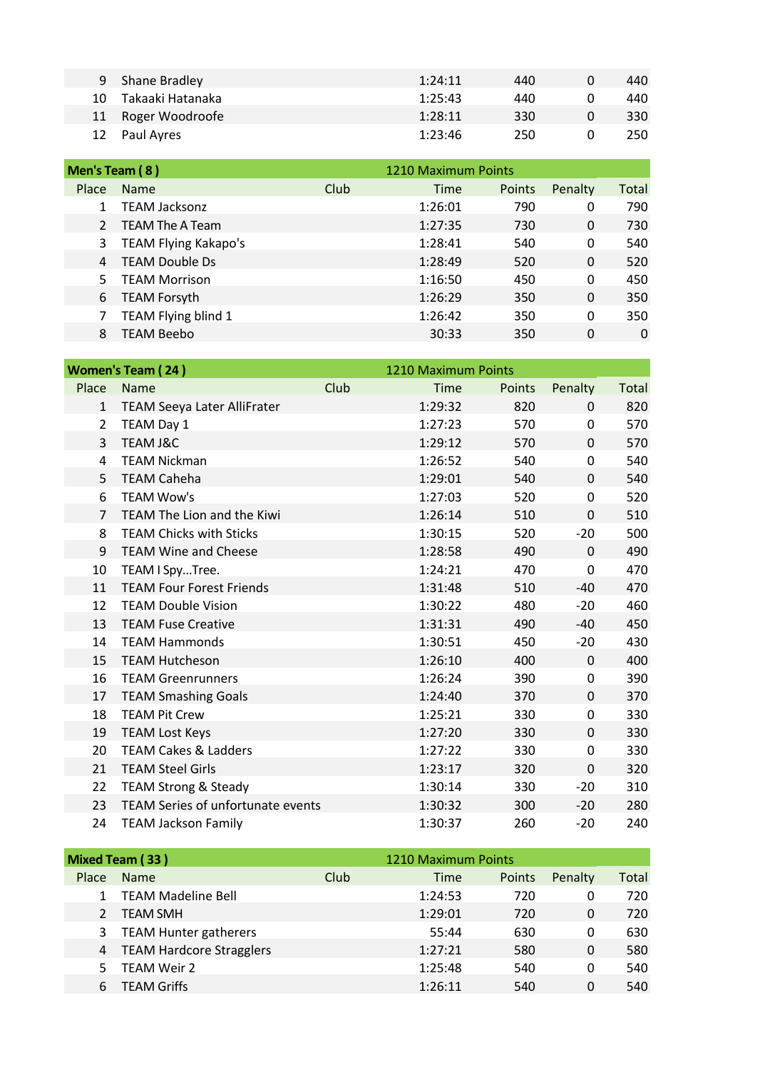| Place | Name | Club | Time | Points | Penalty | Total |
|---|---|---|---|---|---|---|
| 9 | Shane Bradley | | 1:24:11 | 440 | 0 | 440 |
| 10 | Takaaki Hatanaka | | 1:25:43 | 440 | 0 | 440 |
| 11 | Roger Woodroofe | | 1:28:11 | 330 | 0 | 330 |
| 12 | Paul Ayres | | 1:23:46 | 250 | 0 | 250 |

**Men's Team ( 8 )** — 1210 Maximum Points

| Place | Name | Club | Time | Points | Penalty | Total |
|---|---|---|---|---|---|---|
| 1 | TEAM Jacksonz | | 1:26:01 | 790 | 0 | 790 |
| 2 | TEAM The A Team | | 1:27:35 | 730 | 0 | 730 |
| 3 | TEAM Flying Kakapo's | | 1:28:41 | 540 | 0 | 540 |
| 4 | TEAM Double Ds | | 1:28:49 | 520 | 0 | 520 |
| 5 | TEAM Morrison | | 1:16:50 | 450 | 0 | 450 |
| 6 | TEAM Forsyth | | 1:26:29 | 350 | 0 | 350 |
| 7 | TEAM Flying blind 1 | | 1:26:42 | 350 | 0 | 350 |
| 8 | TEAM Beebo | | 30:33 | 350 | 0 | 0 |

**Women's Team ( 24 )** — 1210 Maximum Points

| Place | Name | Club | Time | Points | Penalty | Total |
|---|---|---|---|---|---|---|
| 1 | TEAM Seeya Later AlliFrater | | 1:29:32 | 820 | 0 | 820 |
| 2 | TEAM Day 1 | | 1:27:23 | 570 | 0 | 570 |
| 3 | TEAM J&C | | 1:29:12 | 570 | 0 | 570 |
| 4 | TEAM Nickman | | 1:26:52 | 540 | 0 | 540 |
| 5 | TEAM Caheha | | 1:29:01 | 540 | 0 | 540 |
| 6 | TEAM Wow's | | 1:27:03 | 520 | 0 | 520 |
| 7 | TEAM The Lion and the Kiwi | | 1:26:14 | 510 | 0 | 510 |
| 8 | TEAM Chicks with Sticks | | 1:30:15 | 520 | -20 | 500 |
| 9 | TEAM Wine and Cheese | | 1:28:58 | 490 | 0 | 490 |
| 10 | TEAM I Spy...Tree. | | 1:24:21 | 470 | 0 | 470 |
| 11 | TEAM Four Forest Friends | | 1:31:48 | 510 | -40 | 470 |
| 12 | TEAM Double Vision | | 1:30:22 | 480 | -20 | 460 |
| 13 | TEAM Fuse Creative | | 1:31:31 | 490 | -40 | 450 |
| 14 | TEAM Hammonds | | 1:30:51 | 450 | -20 | 430 |
| 15 | TEAM Hutcheson | | 1:26:10 | 400 | 0 | 400 |
| 16 | TEAM Greenrunners | | 1:26:24 | 390 | 0 | 390 |
| 17 | TEAM Smashing Goals | | 1:24:40 | 370 | 0 | 370 |
| 18 | TEAM Pit Crew | | 1:25:21 | 330 | 0 | 330 |
| 19 | TEAM Lost Keys | | 1:27:20 | 330 | 0 | 330 |
| 20 | TEAM Cakes & Ladders | | 1:27:22 | 330 | 0 | 330 |
| 21 | TEAM Steel Girls | | 1:23:17 | 320 | 0 | 320 |
| 22 | TEAM Strong & Steady | | 1:30:14 | 330 | -20 | 310 |
| 23 | TEAM Series of unfortunate events | | 1:30:32 | 300 | -20 | 280 |
| 24 | TEAM Jackson Family | | 1:30:37 | 260 | -20 | 240 |

**Mixed Team ( 33 )** — 1210 Maximum Points

| Place | Name | Club | Time | Points | Penalty | Total |
|---|---|---|---|---|---|---|
| 1 | TEAM Madeline Bell | | 1:24:53 | 720 | 0 | 720 |
| 2 | TEAM SMH | | 1:29:01 | 720 | 0 | 720 |
| 3 | TEAM Hunter gatherers | | 55:44 | 630 | 0 | 630 |
| 4 | TEAM Hardcore Stragglers | | 1:27:21 | 580 | 0 | 580 |
| 5 | TEAM Weir 2 | | 1:25:48 | 540 | 0 | 540 |
| 6 | TEAM Griffs | | 1:26:11 | 540 | 0 | 540 |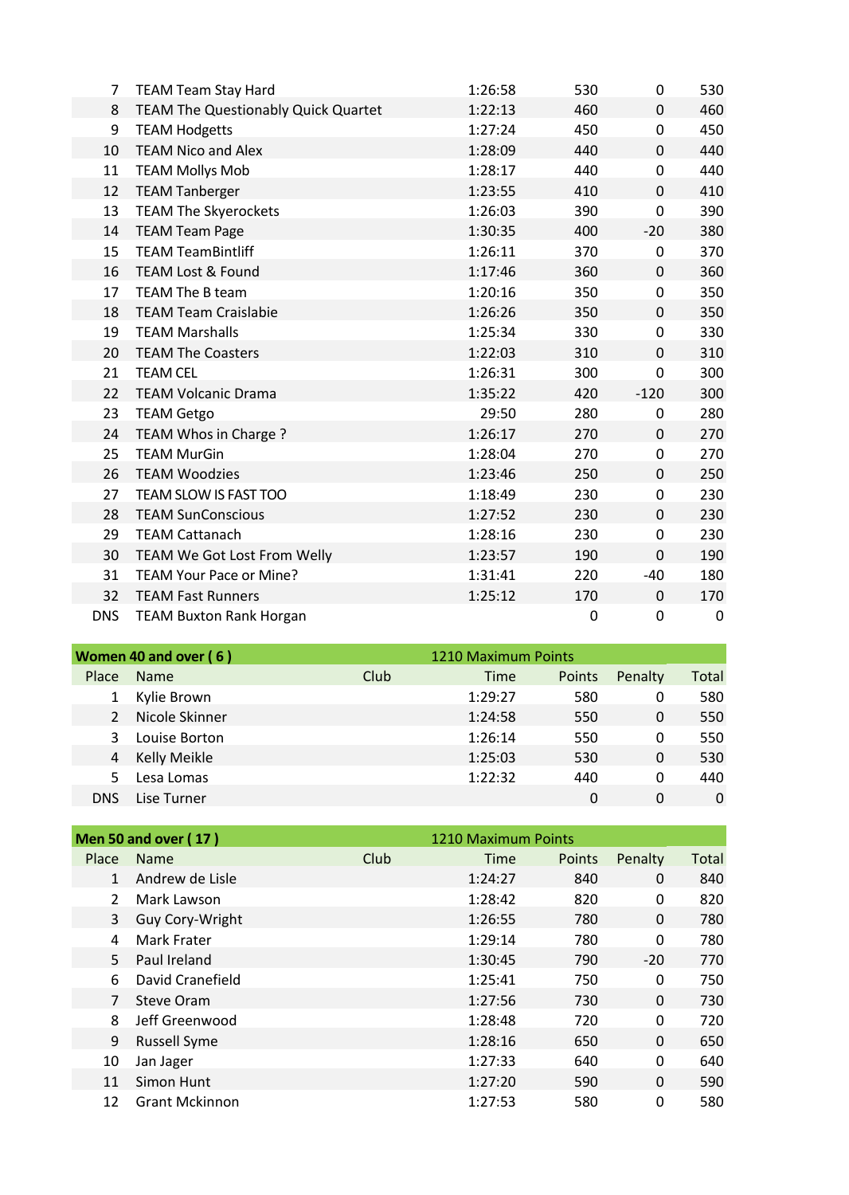| Place | Name | Club | Time | Points | Penalty | Total |
|---|---|---|---|---|---|---|
| 7 | TEAM Team Stay Hard | | 1:26:58 | 530 | 0 | 530 |
| 8 | TEAM The Questionably Quick Quartet | | 1:22:13 | 460 | 0 | 460 |
| 9 | TEAM Hodgetts | | 1:27:24 | 450 | 0 | 450 |
| 10 | TEAM Nico and Alex | | 1:28:09 | 440 | 0 | 440 |
| 11 | TEAM Mollys Mob | | 1:28:17 | 440 | 0 | 440 |
| 12 | TEAM Tanberger | | 1:23:55 | 410 | 0 | 410 |
| 13 | TEAM The Skyerockets | | 1:26:03 | 390 | 0 | 390 |
| 14 | TEAM Team Page | | 1:30:35 | 400 | -20 | 380 |
| 15 | TEAM TeamBintliff | | 1:26:11 | 370 | 0 | 370 |
| 16 | TEAM Lost & Found | | 1:17:46 | 360 | 0 | 360 |
| 17 | TEAM The B team | | 1:20:16 | 350 | 0 | 350 |
| 18 | TEAM Team Craislabie | | 1:26:26 | 350 | 0 | 350 |
| 19 | TEAM Marshalls | | 1:25:34 | 330 | 0 | 330 |
| 20 | TEAM The Coasters | | 1:22:03 | 310 | 0 | 310 |
| 21 | TEAM CEL | | 1:26:31 | 300 | 0 | 300 |
| 22 | TEAM Volcanic Drama | | 1:35:22 | 420 | -120 | 300 |
| 23 | TEAM Getgo | | 29:50 | 280 | 0 | 280 |
| 24 | TEAM Whos in Charge ? | | 1:26:17 | 270 | 0 | 270 |
| 25 | TEAM MurGin | | 1:28:04 | 270 | 0 | 270 |
| 26 | TEAM Woodzies | | 1:23:46 | 250 | 0 | 250 |
| 27 | TEAM SLOW IS FAST TOO | | 1:18:49 | 230 | 0 | 230 |
| 28 | TEAM SunConscious | | 1:27:52 | 230 | 0 | 230 |
| 29 | TEAM Cattanach | | 1:28:16 | 230 | 0 | 230 |
| 30 | TEAM We Got Lost From Welly | | 1:23:57 | 190 | 0 | 190 |
| 31 | TEAM Your Pace or Mine? | | 1:31:41 | 220 | -40 | 180 |
| 32 | TEAM Fast Runners | | 1:25:12 | 170 | 0 | 170 |
| DNS | TEAM Buxton Rank Horgan | | | 0 | 0 | 0 |

**Women 40 and over ( 6 )** — 1210 Maximum Points

| Place | Name | Club | Time | Points | Penalty | Total |
|---|---|---|---|---|---|---|
| 1 | Kylie Brown | | 1:29:27 | 580 | 0 | 580 |
| 2 | Nicole Skinner | | 1:24:58 | 550 | 0 | 550 |
| 3 | Louise Borton | | 1:26:14 | 550 | 0 | 550 |
| 4 | Kelly Meikle | | 1:25:03 | 530 | 0 | 530 |
| 5 | Lesa Lomas | | 1:22:32 | 440 | 0 | 440 |
| DNS | Lise Turner | | | 0 | 0 | 0 |

**Men 50 and over ( 17 )** — 1210 Maximum Points

| Place | Name | Club | Time | Points | Penalty | Total |
|---|---|---|---|---|---|---|
| 1 | Andrew de Lisle | | 1:24:27 | 840 | 0 | 840 |
| 2 | Mark Lawson | | 1:28:42 | 820 | 0 | 820 |
| 3 | Guy Cory-Wright | | 1:26:55 | 780 | 0 | 780 |
| 4 | Mark Frater | | 1:29:14 | 780 | 0 | 780 |
| 5 | Paul Ireland | | 1:30:45 | 790 | -20 | 770 |
| 6 | David Cranefield | | 1:25:41 | 750 | 0 | 750 |
| 7 | Steve Oram | | 1:27:56 | 730 | 0 | 730 |
| 8 | Jeff Greenwood | | 1:28:48 | 720 | 0 | 720 |
| 9 | Russell Syme | | 1:28:16 | 650 | 0 | 650 |
| 10 | Jan Jager | | 1:27:33 | 640 | 0 | 640 |
| 11 | Simon Hunt | | 1:27:20 | 590 | 0 | 590 |
| 12 | Grant Mckinnon | | 1:27:53 | 580 | 0 | 580 |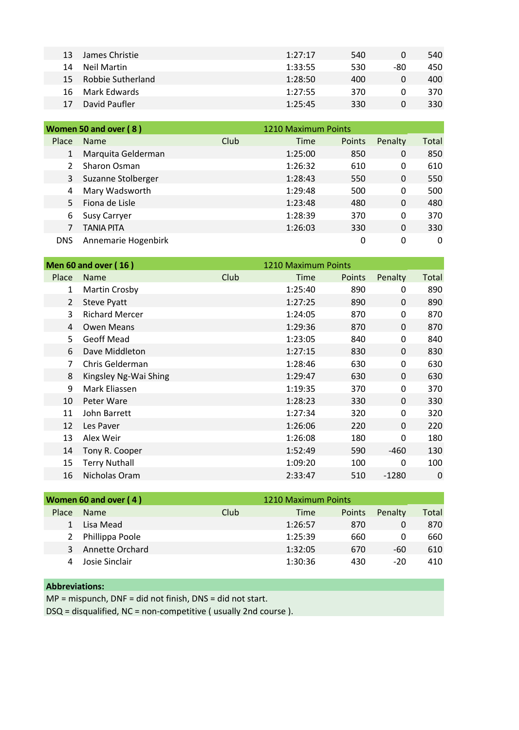| | | | | | | |
|---|---|---|---|---|---|---|
| 13 | James Christie | | 1:27:17 | 540 | 0 | 540 |
| 14 | Neil Martin | | 1:33:55 | 530 | -80 | 450 |
| 15 | Robbie Sutherland | | 1:28:50 | 400 | 0 | 400 |
| 16 | Mark Edwards | | 1:27:55 | 370 | 0 | 370 |
| 17 | David Paufler | | 1:25:45 | 330 | 0 | 330 |

**Women 50 and over ( 8 )** — 1210 Maximum Points

| Place | Name | Club | Time | Points | Penalty | Total |
|---|---|---|---|---|---|---|
| 1 | Marquita Gelderman | | 1:25:00 | 850 | 0 | 850 |
| 2 | Sharon Osman | | 1:26:32 | 610 | 0 | 610 |
| 3 | Suzanne Stolberger | | 1:28:43 | 550 | 0 | 550 |
| 4 | Mary Wadsworth | | 1:29:48 | 500 | 0 | 500 |
| 5 | Fiona de Lisle | | 1:23:48 | 480 | 0 | 480 |
| 6 | Susy Carryer | | 1:28:39 | 370 | 0 | 370 |
| 7 | TANIA PITA | | 1:26:03 | 330 | 0 | 330 |
| DNS | Annemarie Hogenbirk | | | 0 | 0 | 0 |

**Men 60 and over ( 16 )** — 1210 Maximum Points

| Place | Name | Club | Time | Points | Penalty | Total |
|---|---|---|---|---|---|---|
| 1 | Martin Crosby | | 1:25:40 | 890 | 0 | 890 |
| 2 | Steve Pyatt | | 1:27:25 | 890 | 0 | 890 |
| 3 | Richard Mercer | | 1:24:05 | 870 | 0 | 870 |
| 4 | Owen Means | | 1:29:36 | 870 | 0 | 870 |
| 5 | Geoff Mead | | 1:23:05 | 840 | 0 | 840 |
| 6 | Dave Middleton | | 1:27:15 | 830 | 0 | 830 |
| 7 | Chris Gelderman | | 1:28:46 | 630 | 0 | 630 |
| 8 | Kingsley Ng-Wai Shing | | 1:29:47 | 630 | 0 | 630 |
| 9 | Mark Eliassen | | 1:19:35 | 370 | 0 | 370 |
| 10 | Peter Ware | | 1:28:23 | 330 | 0 | 330 |
| 11 | John Barrett | | 1:27:34 | 320 | 0 | 320 |
| 12 | Les Paver | | 1:26:06 | 220 | 0 | 220 |
| 13 | Alex Weir | | 1:26:08 | 180 | 0 | 180 |
| 14 | Tony R. Cooper | | 1:52:49 | 590 | -460 | 130 |
| 15 | Terry Nuthall | | 1:09:20 | 100 | 0 | 100 |
| 16 | Nicholas Oram | | 2:33:47 | 510 | -1280 | 0 |

**Women 60 and over ( 4 )** — 1210 Maximum Points

| Place | Name | Club | Time | Points | Penalty | Total |
|---|---|---|---|---|---|---|
| 1 | Lisa Mead | | 1:26:57 | 870 | 0 | 870 |
| 2 | Phillippa Poole | | 1:25:39 | 660 | 0 | 660 |
| 3 | Annette Orchard | | 1:32:05 | 670 | -60 | 610 |
| 4 | Josie Sinclair | | 1:30:36 | 430 | -20 | 410 |

**Abbreviations:**

MP = mispunch, DNF = did not finish, DNS = did not start.
DSQ = disqualified, NC = non-competitive ( usually 2nd course ).